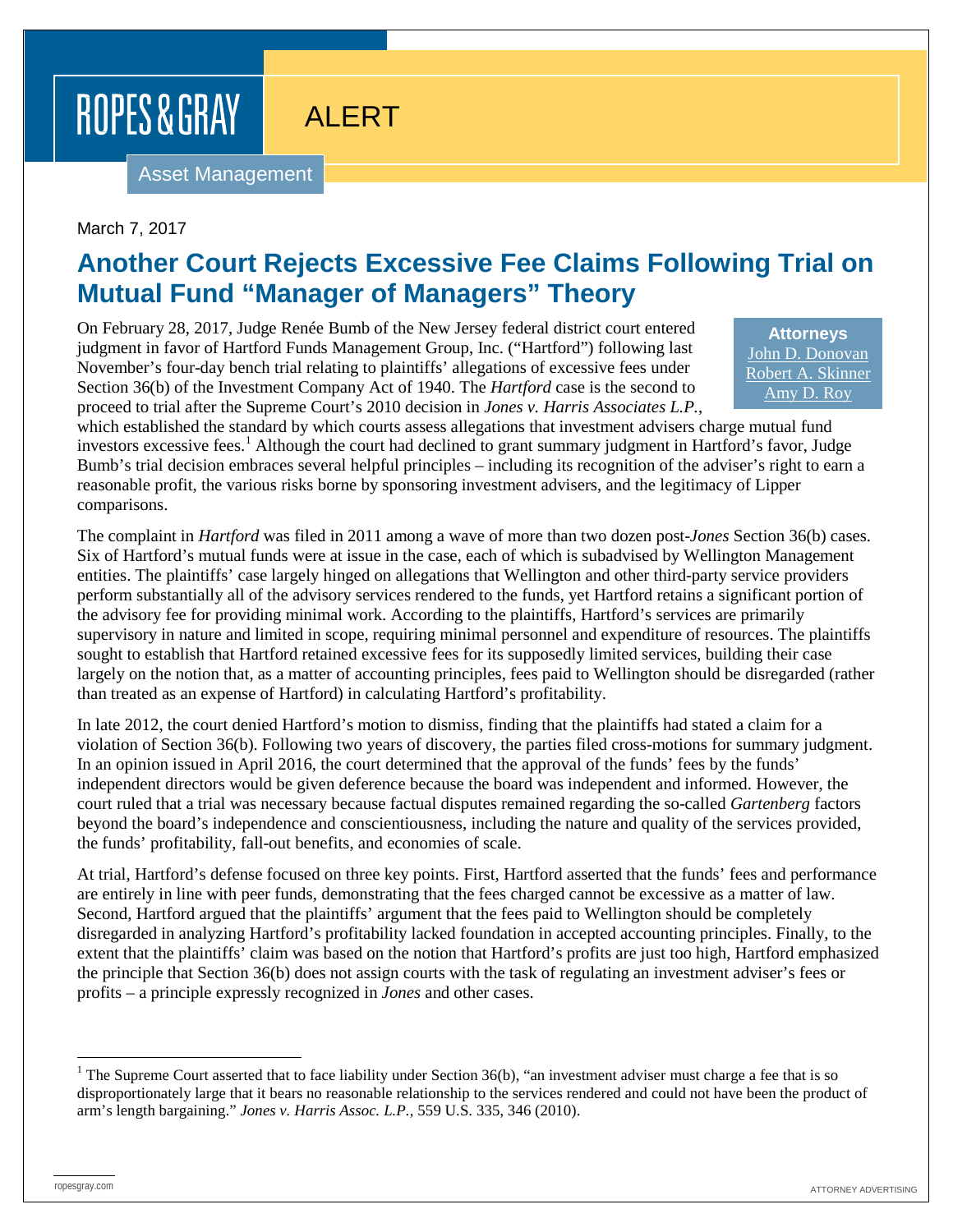ROPES & GRAY

ALERT

Asset Management

March 7, 2017

# Another Court Rejects Excessive Fee Claims Following Trial on Mutual Fund "Manager of Managers" Theory

**Attorneys**
John D. Donovan
Robert A. Skinner
Amy D. Roy

On February 28, 2017, Judge Renée Bumb of the New Jersey federal district court entered judgment in favor of Hartford Funds Management Group, Inc. ("Hartford") following last November's four-day bench trial relating to plaintiffs' allegations of excessive fees under Section 36(b) of the Investment Company Act of 1940. The *Hartford* case is the second to proceed to trial after the Supreme Court's 2010 decision in *Jones v. Harris Associates L.P.*, which established the standard by which courts assess allegations that investment advisers charge mutual fund investors excessive fees.[1] Although the court had declined to grant summary judgment in Hartford's favor, Judge Bumb's trial decision embraces several helpful principles – including its recognition of the adviser's right to earn a reasonable profit, the various risks borne by sponsoring investment advisers, and the legitimacy of Lipper comparisons.

The complaint in *Hartford* was filed in 2011 among a wave of more than two dozen post-*Jones* Section 36(b) cases. Six of Hartford's mutual funds were at issue in the case, each of which is subadvised by Wellington Management entities. The plaintiffs' case largely hinged on allegations that Wellington and other third-party service providers perform substantially all of the advisory services rendered to the funds, yet Hartford retains a significant portion of the advisory fee for providing minimal work. According to the plaintiffs, Hartford's services are primarily supervisory in nature and limited in scope, requiring minimal personnel and expenditure of resources. The plaintiffs sought to establish that Hartford retained excessive fees for its supposedly limited services, building their case largely on the notion that, as a matter of accounting principles, fees paid to Wellington should be disregarded (rather than treated as an expense of Hartford) in calculating Hartford's profitability.

In late 2012, the court denied Hartford's motion to dismiss, finding that the plaintiffs had stated a claim for a violation of Section 36(b). Following two years of discovery, the parties filed cross-motions for summary judgment. In an opinion issued in April 2016, the court determined that the approval of the funds' fees by the funds' independent directors would be given deference because the board was independent and informed. However, the court ruled that a trial was necessary because factual disputes remained regarding the so-called *Gartenberg* factors beyond the board's independence and conscientiousness, including the nature and quality of the services provided, the funds' profitability, fall-out benefits, and economies of scale.

At trial, Hartford's defense focused on three key points. First, Hartford asserted that the funds' fees and performance are entirely in line with peer funds, demonstrating that the fees charged cannot be excessive as a matter of law. Second, Hartford argued that the plaintiffs' argument that the fees paid to Wellington should be completely disregarded in analyzing Hartford's profitability lacked foundation in accepted accounting principles. Finally, to the extent that the plaintiffs' claim was based on the notion that Hartford's profits are just too high, Hartford emphasized the principle that Section 36(b) does not assign courts with the task of regulating an investment adviser's fees or profits – a principle expressly recognized in *Jones* and other cases.

[1] The Supreme Court asserted that to face liability under Section 36(b), "an investment adviser must charge a fee that is so disproportionately large that it bears no reasonable relationship to the services rendered and could not have been the product of arm's length bargaining." *Jones v. Harris Assoc. L.P.*, 559 U.S. 335, 346 (2010).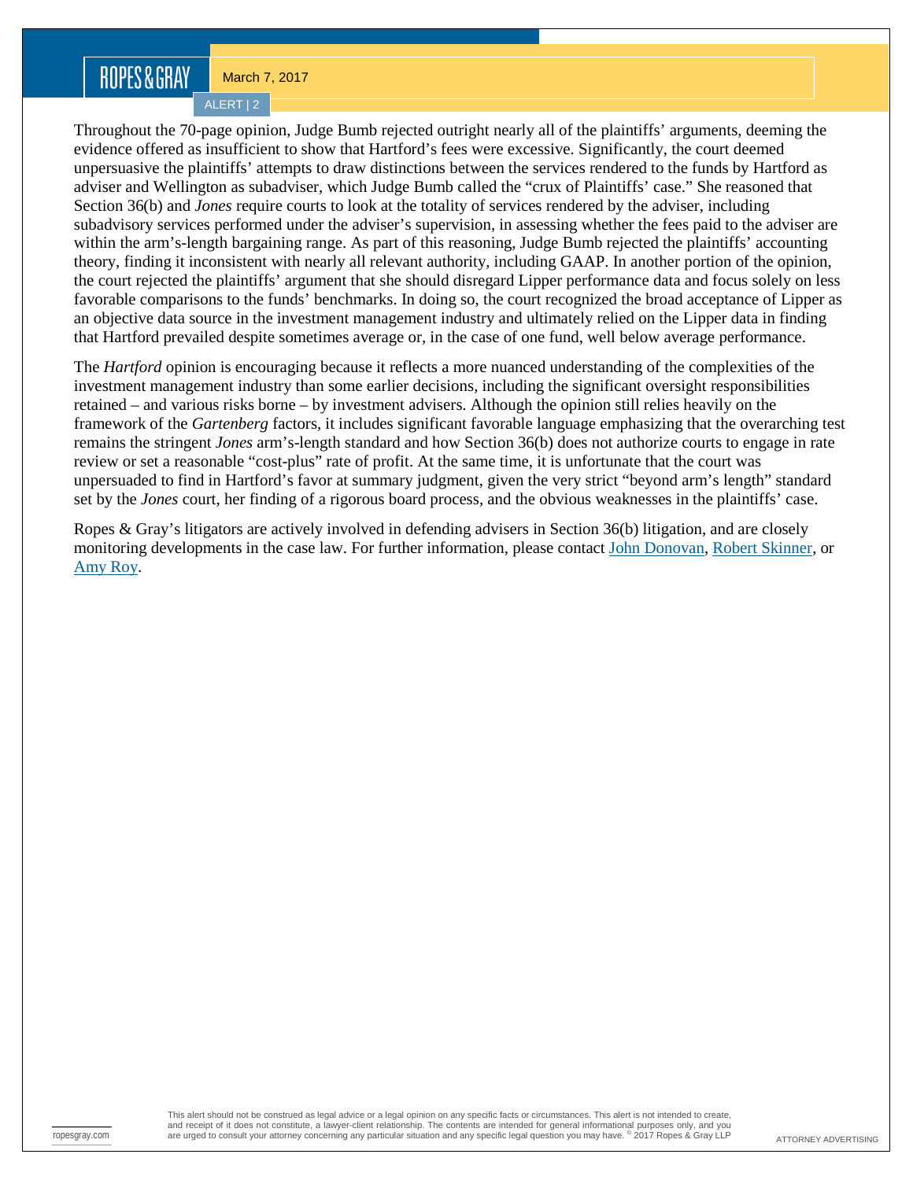Throughout the 70-page opinion, Judge Bumb rejected outright nearly all of the plaintiffs' arguments, deeming the evidence offered as insufficient to show that Hartford's fees were excessive. Significantly, the court deemed unpersuasive the plaintiffs' attempts to draw distinctions between the services rendered to the funds by Hartford as adviser and Wellington as subadviser, which Judge Bumb called the "crux of Plaintiffs' case." She reasoned that Section 36(b) and *Jones* require courts to look at the totality of services rendered by the adviser, including subadvisory services performed under the adviser's supervision, in assessing whether the fees paid to the adviser are within the arm's-length bargaining range. As part of this reasoning, Judge Bumb rejected the plaintiffs' accounting theory, finding it inconsistent with nearly all relevant authority, including GAAP. In another portion of the opinion, the court rejected the plaintiffs' argument that she should disregard Lipper performance data and focus solely on less favorable comparisons to the funds' benchmarks. In doing so, the court recognized the broad acceptance of Lipper as an objective data source in the investment management industry and ultimately relied on the Lipper data in finding that Hartford prevailed despite sometimes average or, in the case of one fund, well below average performance.

The *Hartford* opinion is encouraging because it reflects a more nuanced understanding of the complexities of the investment management industry than some earlier decisions, including the significant oversight responsibilities retained – and various risks borne – by investment advisers. Although the opinion still relies heavily on the framework of the *Gartenberg* factors, it includes significant favorable language emphasizing that the overarching test remains the stringent *Jones* arm's-length standard and how Section 36(b) does not authorize courts to engage in rate review or set a reasonable "cost-plus" rate of profit. At the same time, it is unfortunate that the court was unpersuaded to find in Hartford's favor at summary judgment, given the very strict "beyond arm's length" standard set by the *Jones* court, her finding of a rigorous board process, and the obvious weaknesses in the plaintiffs' case.

Ropes & Gray's litigators are actively involved in defending advisers in Section 36(b) litigation, and are closely monitoring developments in the case law. For further information, please contact John Donovan, Robert Skinner, or Amy Roy.

This alert should not be construed as legal advice or a legal opinion on any specific facts or circumstances. This alert is not intended to create, and receipt of it does not constitute, a lawyer-client relationship. The contents are intended for general informational purposes only, and you are urged to consult your attorney concerning any particular situation and any specific legal question you may have. © 2017 Ropes & Gray LLP

ATTORNEY ADVERTISING